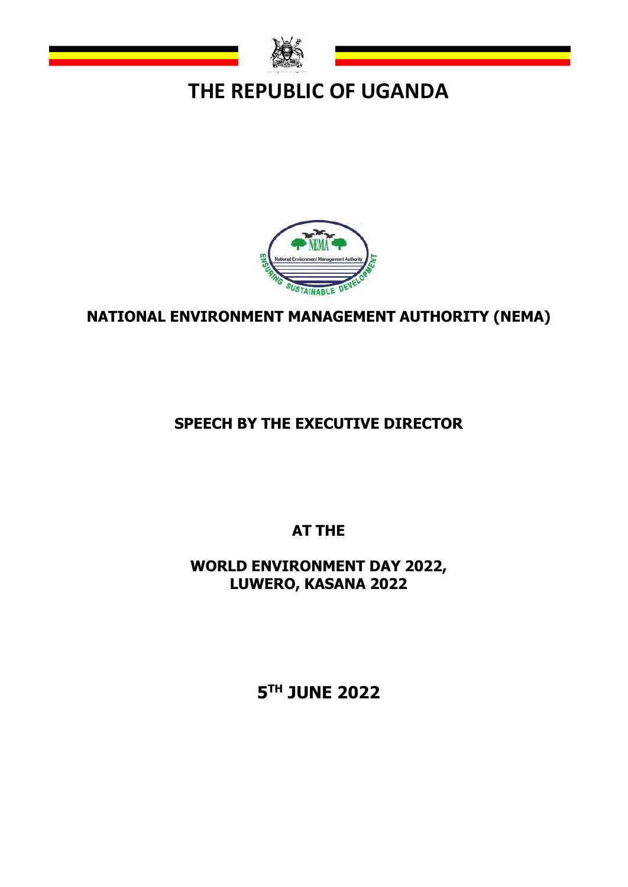# THE REPUBLIC OF UGANDA

## NATIONAL ENVIRONMENT MANAGEMENT AUTHORITY (NEMA)

## SPEECH BY THE EXECUTIVE DIRECTOR

## AT THE

## WORLD ENVIRONMENT DAY 2022, LUWERO, KASANA 2022

## 5TH JUNE 2022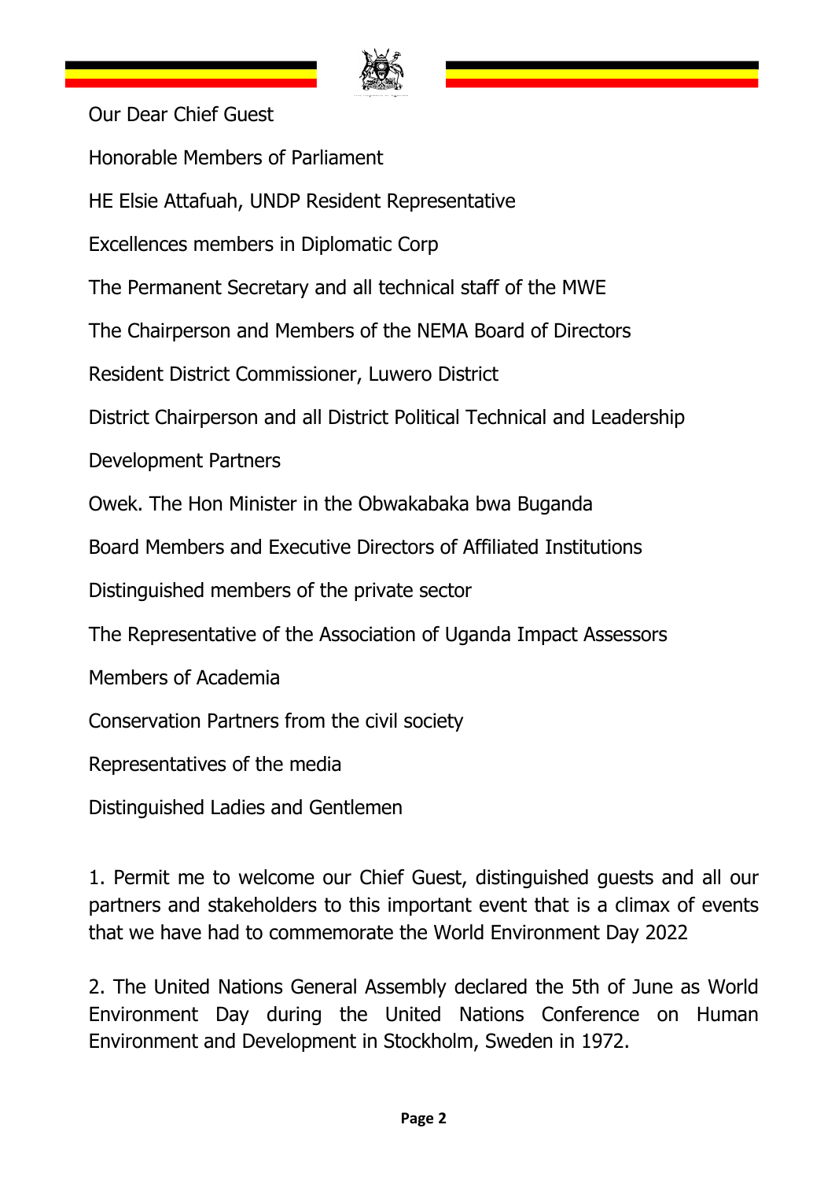Our Dear Chief Guest

Honorable Members of Parliament

HE Elsie Attafuah, UNDP Resident Representative

Excellences members in Diplomatic Corp

The Permanent Secretary and all technical staff of the MWE

The Chairperson and Members of the NEMA Board of Directors

Resident District Commissioner, Luwero District

District Chairperson and all District Political Technical and Leadership

Development Partners

Owek. The Hon Minister in the Obwakabaka bwa Buganda

Board Members and Executive Directors of Affiliated Institutions

Distinguished members of the private sector

The Representative of the Association of Uganda Impact Assessors

Members of Academia

Conservation Partners from the civil society

Representatives of the media

Distinguished Ladies and Gentlemen

1. Permit me to welcome our Chief Guest, distinguished guests and all our partners and stakeholders to this important event that is a climax of events that we have had to commemorate the World Environment Day 2022

2. The United Nations General Assembly declared the 5th of June as World Environment Day during the United Nations Conference on Human Environment and Development in Stockholm, Sweden in 1972.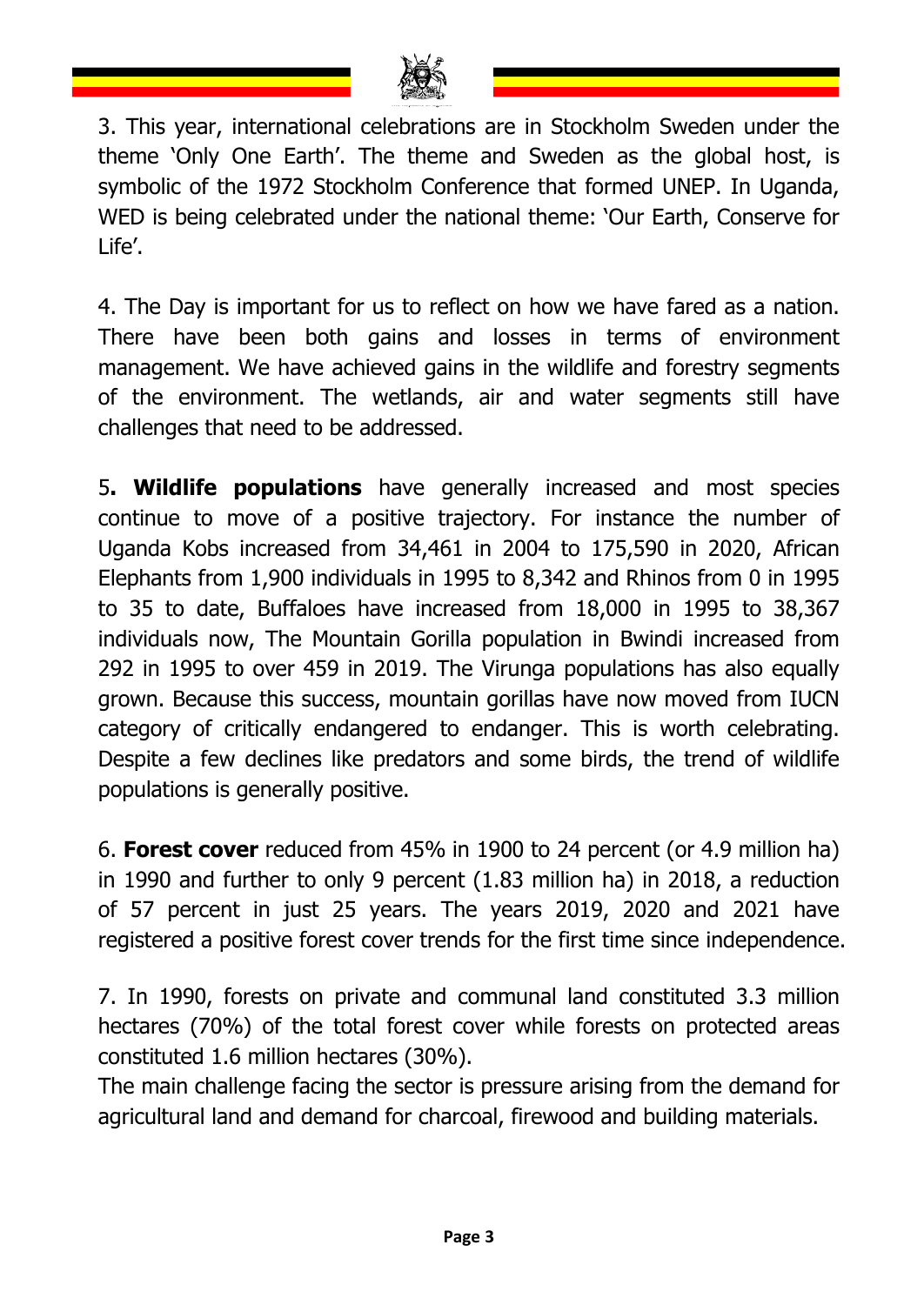3. This year, international celebrations are in Stockholm Sweden under the theme 'Only One Earth'. The theme and Sweden as the global host, is symbolic of the 1972 Stockholm Conference that formed UNEP. In Uganda, WED is being celebrated under the national theme: 'Our Earth, Conserve for Life'.

4. The Day is important for us to reflect on how we have fared as a nation. There have been both gains and losses in terms of environment management. We have achieved gains in the wildlife and forestry segments of the environment. The wetlands, air and water segments still have challenges that need to be addressed.

5**. Wildlife populations** have generally increased and most species continue to move of a positive trajectory. For instance the number of Uganda Kobs increased from 34,461 in 2004 to 175,590 in 2020, African Elephants from 1,900 individuals in 1995 to 8,342 and Rhinos from 0 in 1995 to 35 to date, Buffaloes have increased from 18,000 in 1995 to 38,367 individuals now, The Mountain Gorilla population in Bwindi increased from 292 in 1995 to over 459 in 2019. The Virunga populations has also equally grown. Because this success, mountain gorillas have now moved from IUCN category of critically endangered to endanger. This is worth celebrating. Despite a few declines like predators and some birds, the trend of wildlife populations is generally positive.

6. **Forest cover** reduced from 45% in 1900 to 24 percent (or 4.9 million ha) in 1990 and further to only 9 percent (1.83 million ha) in 2018, a reduction of 57 percent in just 25 years. The years 2019, 2020 and 2021 have registered a positive forest cover trends for the first time since independence.

7. In 1990, forests on private and communal land constituted 3.3 million hectares (70%) of the total forest cover while forests on protected areas constituted 1.6 million hectares (30%).
The main challenge facing the sector is pressure arising from the demand for agricultural land and demand for charcoal, firewood and building materials.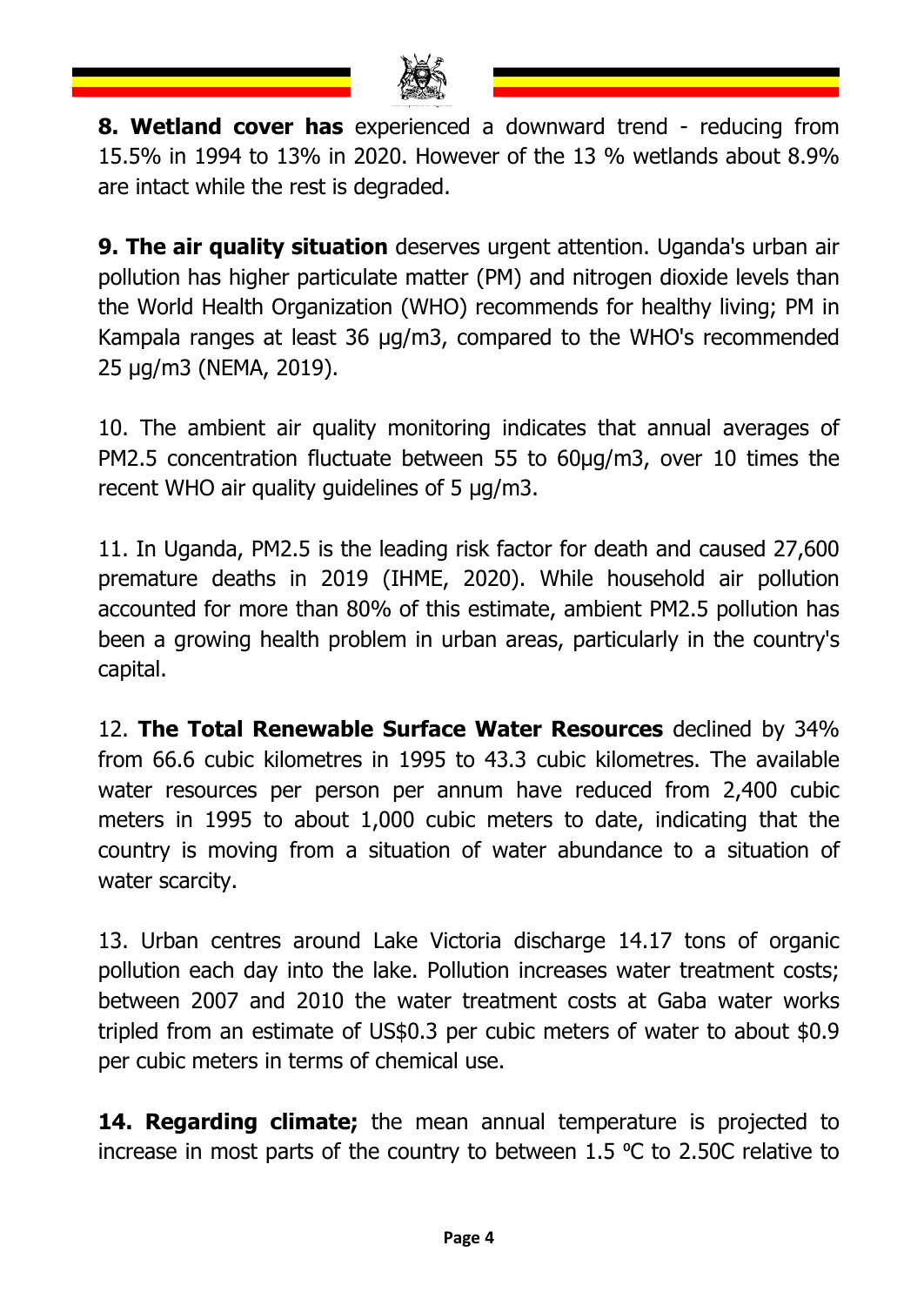**8. Wetland cover has** experienced a downward trend - reducing from 15.5% in 1994 to 13% in 2020. However of the 13 % wetlands about 8.9% are intact while the rest is degraded.

**9. The air quality situation** deserves urgent attention. Uganda's urban air pollution has higher particulate matter (PM) and nitrogen dioxide levels than the World Health Organization (WHO) recommends for healthy living; PM in Kampala ranges at least 36 µg/m3, compared to the WHO's recommended 25 µg/m3 (NEMA, 2019).

10. The ambient air quality monitoring indicates that annual averages of PM2.5 concentration fluctuate between 55 to 60µg/m3, over 10 times the recent WHO air quality guidelines of 5 µg/m3.

11. In Uganda, PM2.5 is the leading risk factor for death and caused 27,600 premature deaths in 2019 (IHME, 2020). While household air pollution accounted for more than 80% of this estimate, ambient PM2.5 pollution has been a growing health problem in urban areas, particularly in the country's capital.

12. **The Total Renewable Surface Water Resources** declined by 34% from 66.6 cubic kilometres in 1995 to 43.3 cubic kilometres. The available water resources per person per annum have reduced from 2,400 cubic meters in 1995 to about 1,000 cubic meters to date, indicating that the country is moving from a situation of water abundance to a situation of water scarcity.

13. Urban centres around Lake Victoria discharge 14.17 tons of organic pollution each day into the lake. Pollution increases water treatment costs; between 2007 and 2010 the water treatment costs at Gaba water works tripled from an estimate of US$0.3 per cubic meters of water to about $0.9 per cubic meters in terms of chemical use.

**14. Regarding climate;** the mean annual temperature is projected to increase in most parts of the country to between 1.5 ºC to 2.50C relative to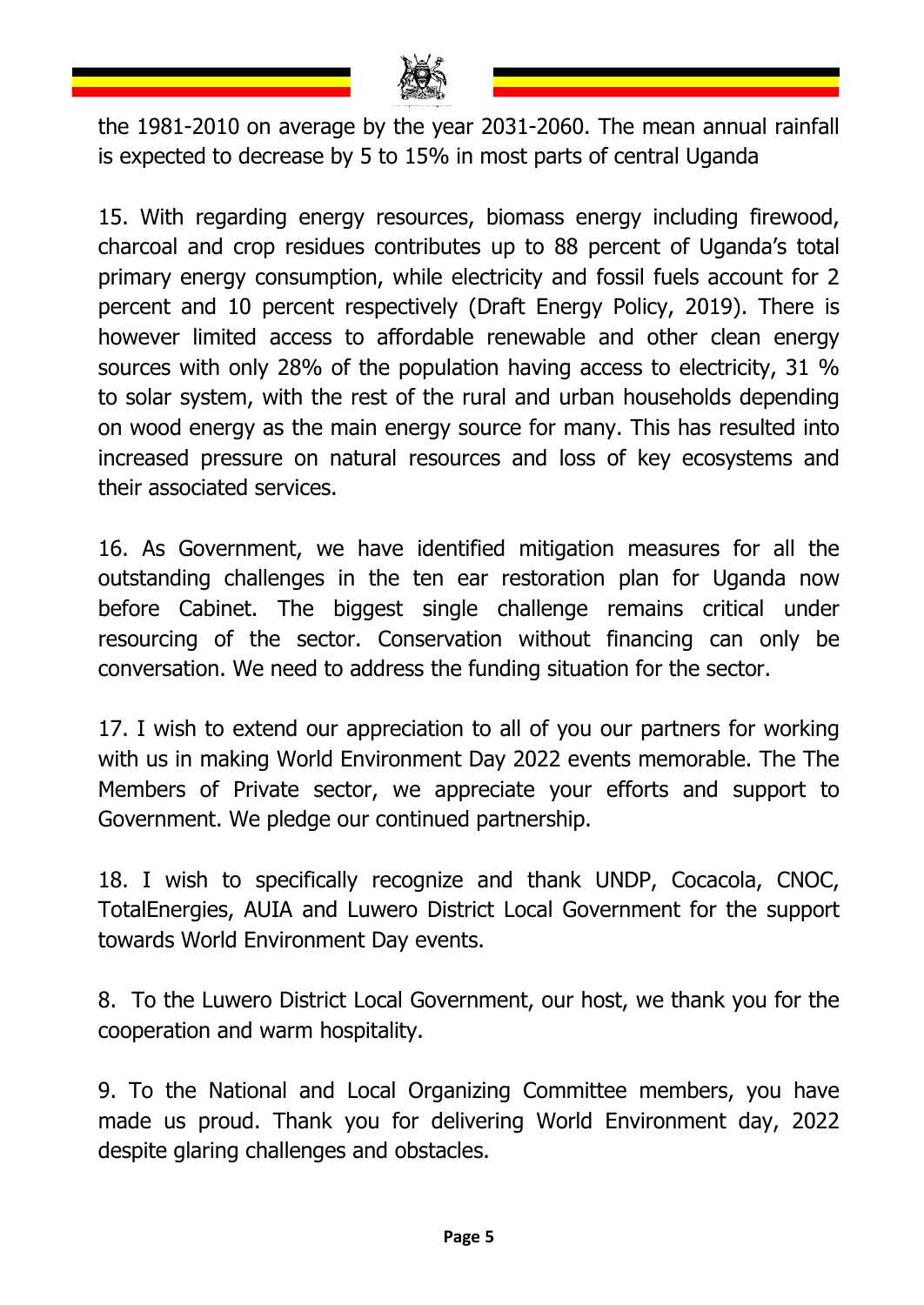the 1981-2010 on average by the year 2031-2060. The mean annual rainfall is expected to decrease by 5 to 15% in most parts of central Uganda

15. With regarding energy resources, biomass energy including firewood, charcoal and crop residues contributes up to 88 percent of Uganda's total primary energy consumption, while electricity and fossil fuels account for 2 percent and 10 percent respectively (Draft Energy Policy, 2019). There is however limited access to affordable renewable and other clean energy sources with only 28% of the population having access to electricity, 31 % to solar system, with the rest of the rural and urban households depending on wood energy as the main energy source for many. This has resulted into increased pressure on natural resources and loss of key ecosystems and their associated services.

16. As Government, we have identified mitigation measures for all the outstanding challenges in the ten ear restoration plan for Uganda now before Cabinet. The biggest single challenge remains critical under resourcing of the sector. Conservation without financing can only be conversation. We need to address the funding situation for the sector.

17. I wish to extend our appreciation to all of you our partners for working with us in making World Environment Day 2022 events memorable. The The Members of Private sector, we appreciate your efforts and support to Government. We pledge our continued partnership.

18. I wish to specifically recognize and thank UNDP, Cocacola, CNOC, TotalEnergies, AUIA and Luwero District Local Government for the support towards World Environment Day events.

8. To the Luwero District Local Government, our host, we thank you for the cooperation and warm hospitality.

9. To the National and Local Organizing Committee members, you have made us proud. Thank you for delivering World Environment day, 2022 despite glaring challenges and obstacles.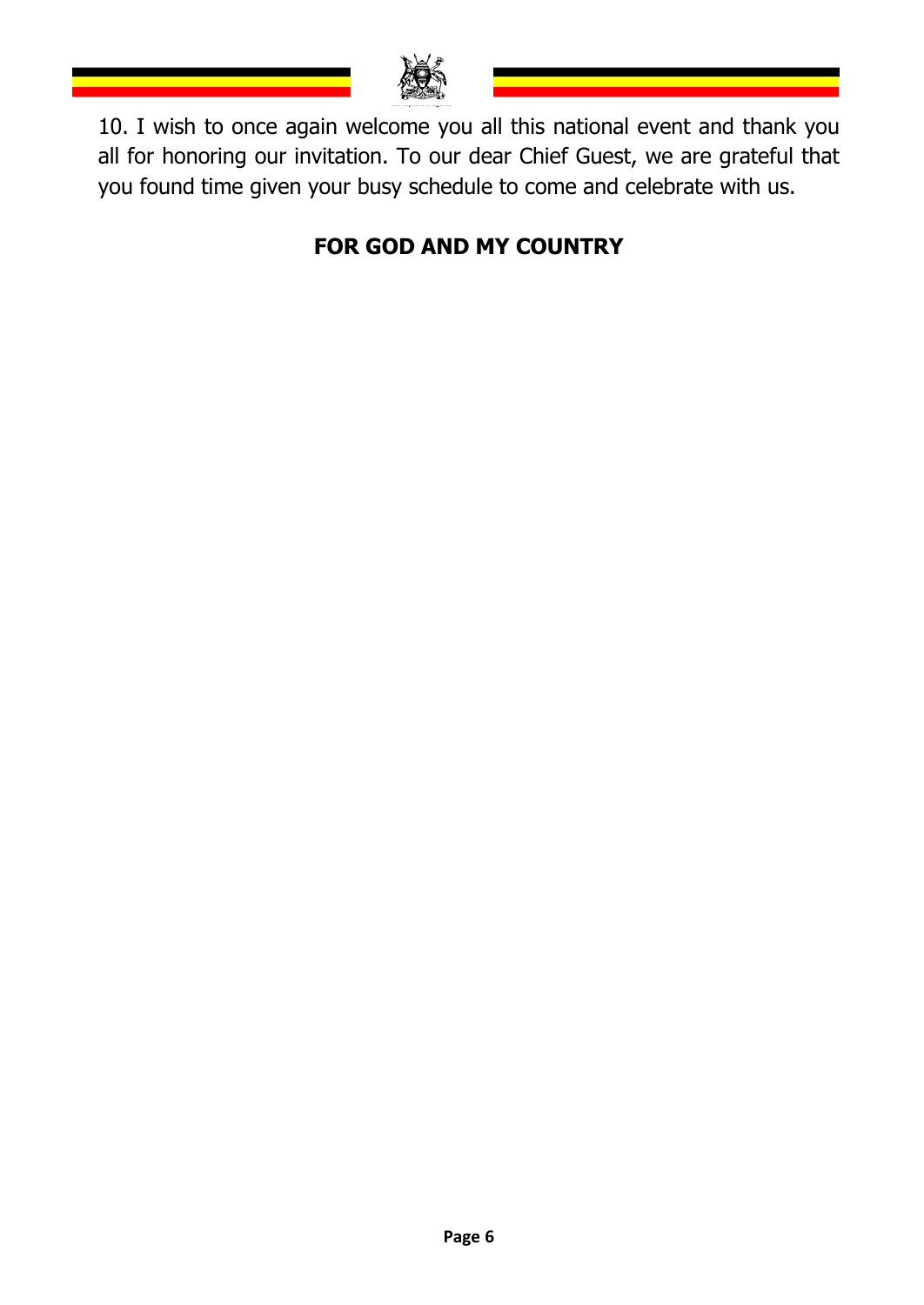10. I wish to once again welcome you all this national event and thank you all for honoring our invitation. To our dear Chief Guest, we are grateful that you found time given your busy schedule to come and celebrate with us.

**FOR GOD AND MY COUNTRY**